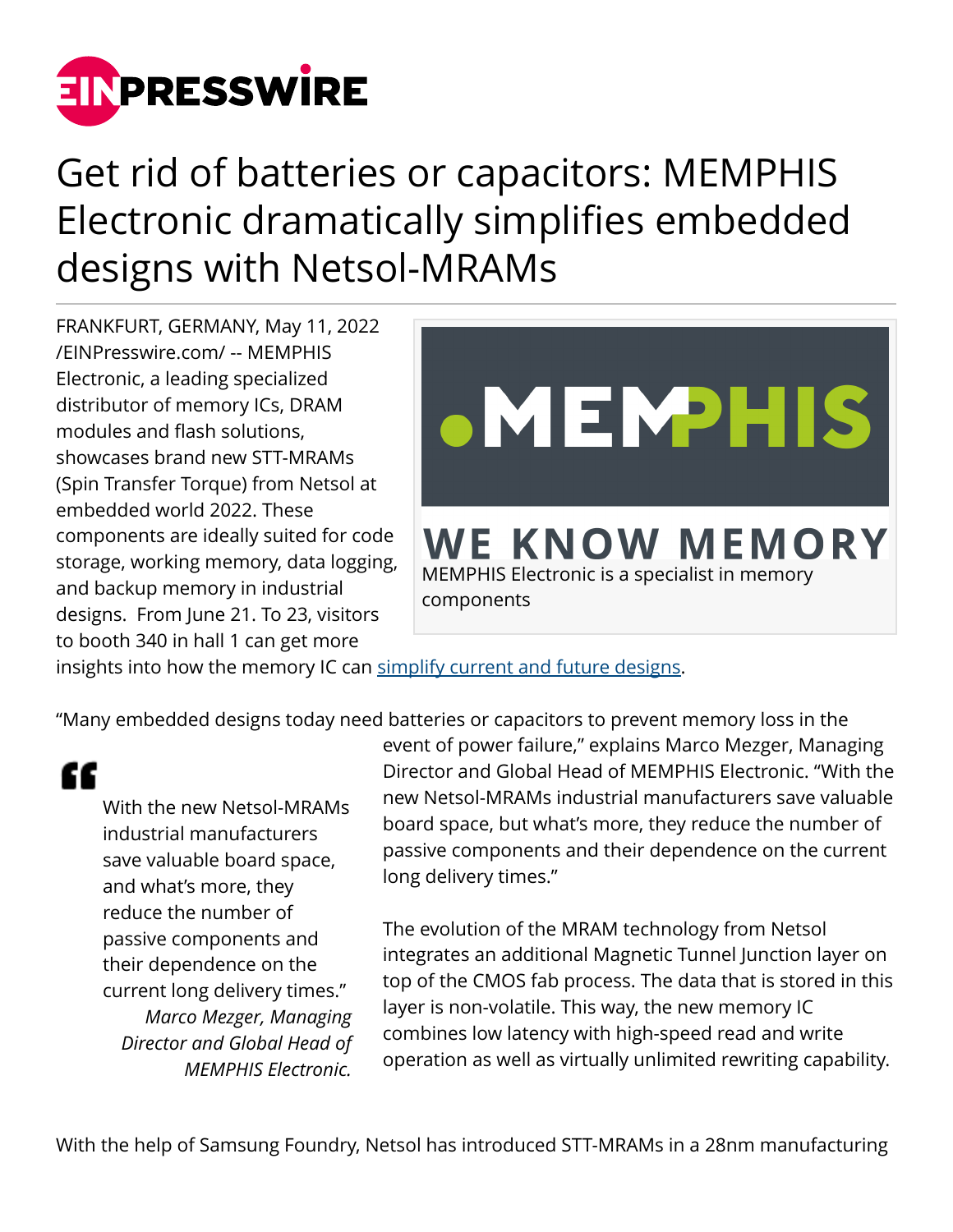# Get rid of batteries or capacitors: MEMPHIS Electronic dramatically simplifies embedded designs with Netsol-MRAMs

FRANKFURT, GERMANY, May 11, 2022 /EINPresswire.com/ -- MEMPHIS Electronic, a leading specialized distributor of memory ICs, DRAM modules and flash solutions, showcases brand new STT-MRAMs (Spin Transfer Torque) from Netsol at embedded world 2022. These components are ideally suited for code storage, working memory, data logging, and backup memory in industrial designs. From June 21. To 23, visitors to booth 340 in hall 1 can get more insights into how the memory IC can simplify current and future designs.

MEMPHIS Electronic is a specialist in memory components

"Many embedded designs today need batteries or capacitors to prevent memory loss in the event of power failure," explains Marco Mezger, Managing Director and Global Head of MEMPHIS Electronic. "With the new Netsol-MRAMs industrial manufacturers save valuable board space, but what's more, they reduce the number of passive components and their dependence on the current long delivery times."

> With the new Netsol-MRAMs industrial manufacturers save valuable board space, and what's more, they reduce the number of passive components and their dependence on the current long delivery times."
>
> *Marco Mezger, Managing Director and Global Head of MEMPHIS Electronic.*

The evolution of the MRAM technology from Netsol integrates an additional Magnetic Tunnel Junction layer on top of the CMOS fab process. The data that is stored in this layer is non-volatile. This way, the new memory IC combines low latency with high-speed read and write operation as well as virtually unlimited rewriting capability.

With the help of Samsung Foundry, Netsol has introduced STT-MRAMs in a 28nm manufacturing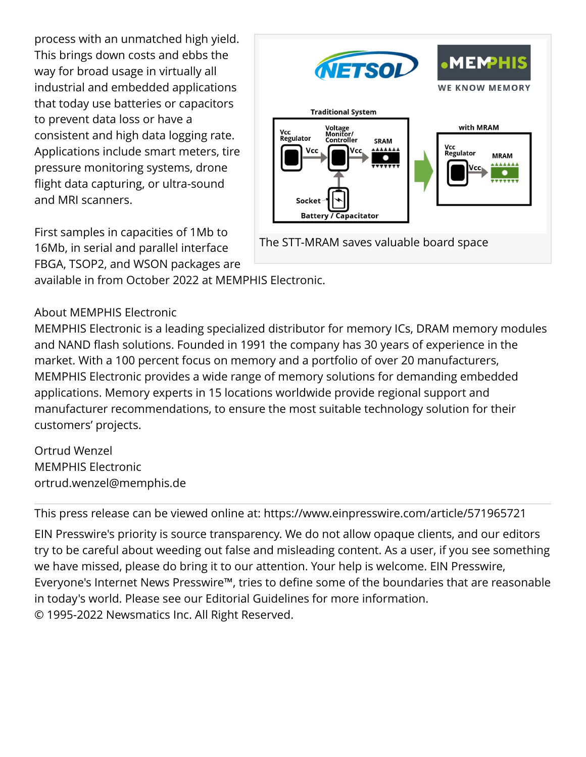process with an unmatched high yield. This brings down costs and ebbs the way for broad usage in virtually all industrial and embedded applications that today use batteries or capacitors to prevent data loss or have a consistent and high data logging rate. Applications include smart meters, tire pressure monitoring systems, drone flight data capturing, or ultra-sound and MRI scanners.

NETSOL

MEMPHIS
WE KNOW MEMORY

Traditional System
Vcc Regulator
Voltage Monitor/ Controller
SRAM
Vcc
Vcc
Socket
Battery / Capacitator

with MRAM
Vcc Regulator
MRAM
Vcc

The STT-MRAM saves valuable board space

First samples in capacities of 1Mb to 16Mb, in serial and parallel interface FBGA, TSOP2, and WSON packages are available in from October 2022 at MEMPHIS Electronic.

About MEMPHIS Electronic
MEMPHIS Electronic is a leading specialized distributor for memory ICs, DRAM memory modules and NAND flash solutions. Founded in 1991 the company has 30 years of experience in the market. With a 100 percent focus on memory and a portfolio of over 20 manufacturers, MEMPHIS Electronic provides a wide range of memory solutions for demanding embedded applications. Memory experts in 15 locations worldwide provide regional support and manufacturer recommendations, to ensure the most suitable technology solution for their customers' projects.

Ortrud Wenzel
MEMPHIS Electronic
ortrud.wenzel@memphis.de

---

This press release can be viewed online at: https://www.einpresswire.com/article/571965721

EIN Presswire's priority is source transparency. We do not allow opaque clients, and our editors try to be careful about weeding out false and misleading content. As a user, if you see something we have missed, please do bring it to our attention. Your help is welcome. EIN Presswire, Everyone's Internet News Presswire™, tries to define some of the boundaries that are reasonable in today's world. Please see our Editorial Guidelines for more information.
© 1995-2022 Newsmatics Inc. All Right Reserved.